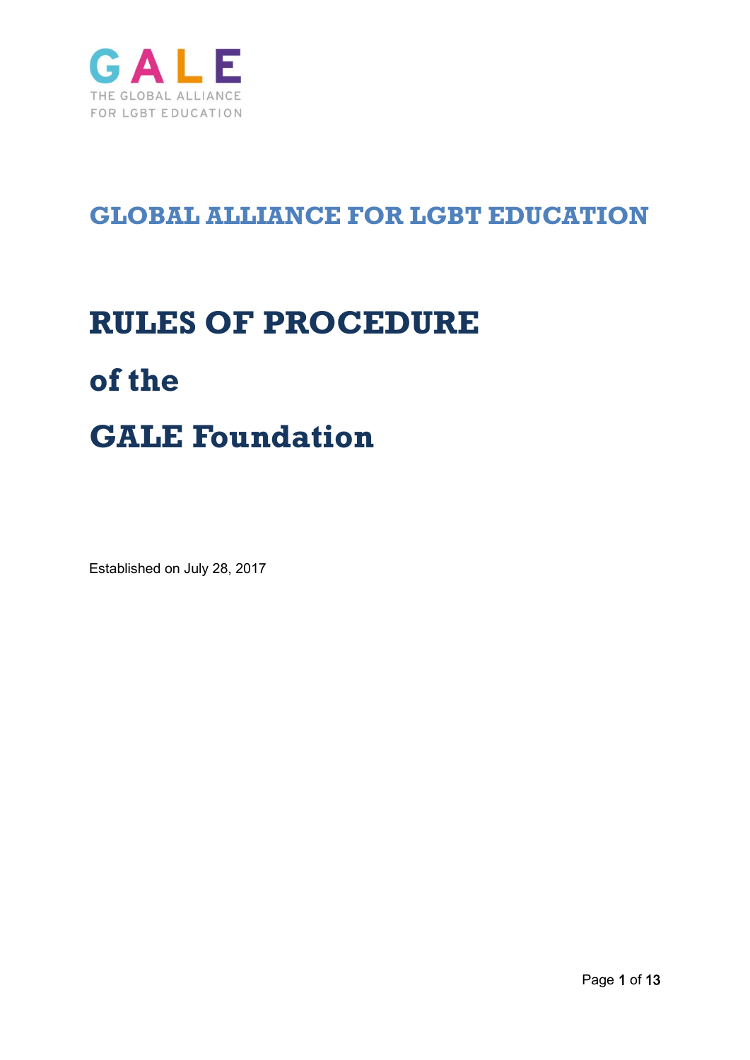GALE

THE GLOBAL ALLIANCE FOR LGBT EDUCATION

## GLOBAL ALLIANCE FOR LGBT EDUCATION

# RULES OF PROCEDURE

# of the

# GALE Foundation

Established on July 28, 2017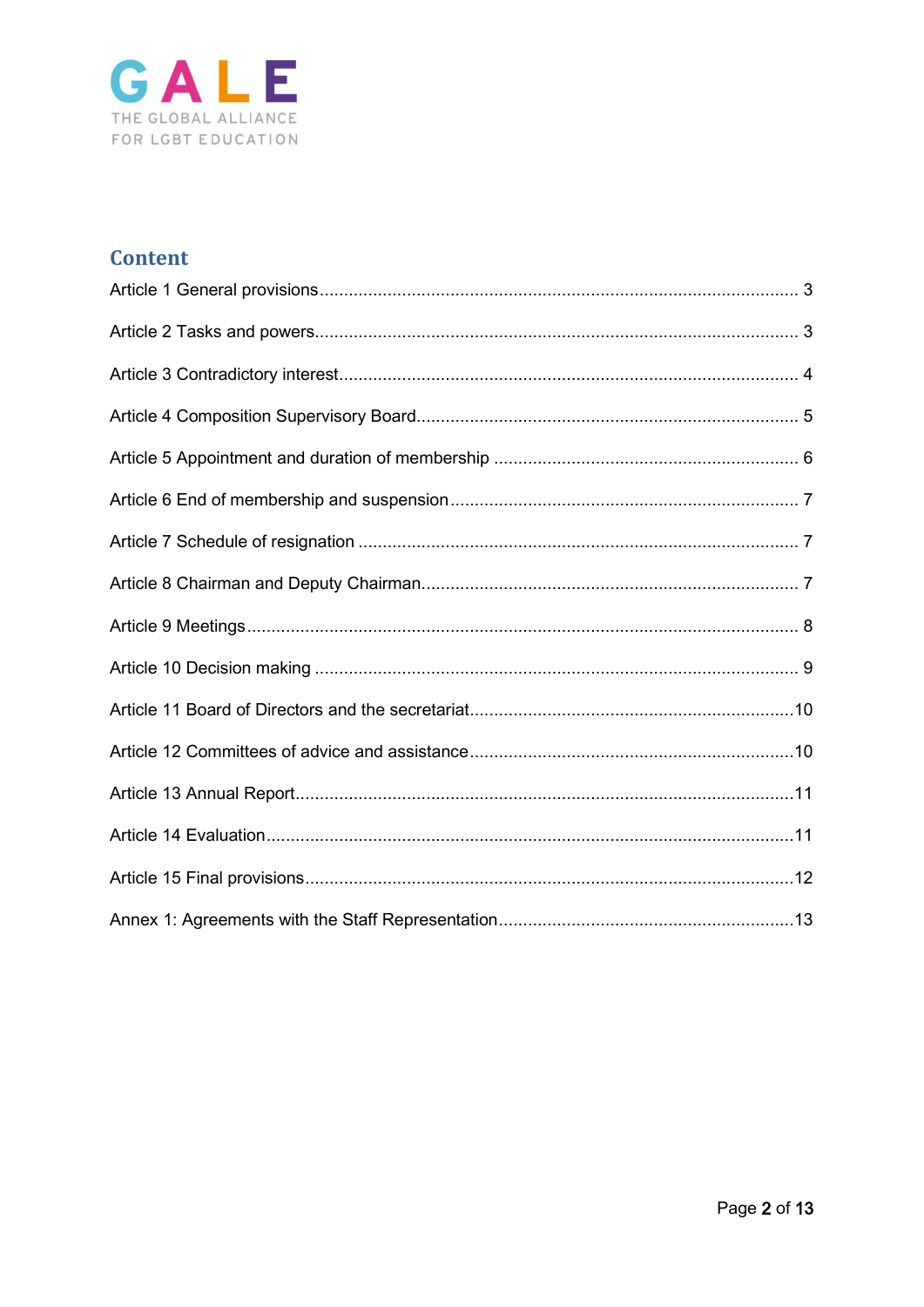GALE
THE GLOBAL ALLIANCE FOR LGBT EDUCATION

## Content

Article 1 General provisions .......... 3

Article 2 Tasks and powers .......... 3

Article 3 Contradictory interest .......... 4

Article 4 Composition Supervisory Board .......... 5

Article 5 Appointment and duration of membership .......... 6

Article 6 End of membership and suspension .......... 7

Article 7 Schedule of resignation .......... 7

Article 8 Chairman and Deputy Chairman .......... 7

Article 9 Meetings .......... 8

Article 10 Decision making .......... 9

Article 11 Board of Directors and the secretariat .......... 10

Article 12 Committees of advice and assistance .......... 10

Article 13 Annual Report .......... 11

Article 14 Evaluation .......... 11

Article 15 Final provisions .......... 12

Annex 1: Agreements with the Staff Representation .......... 13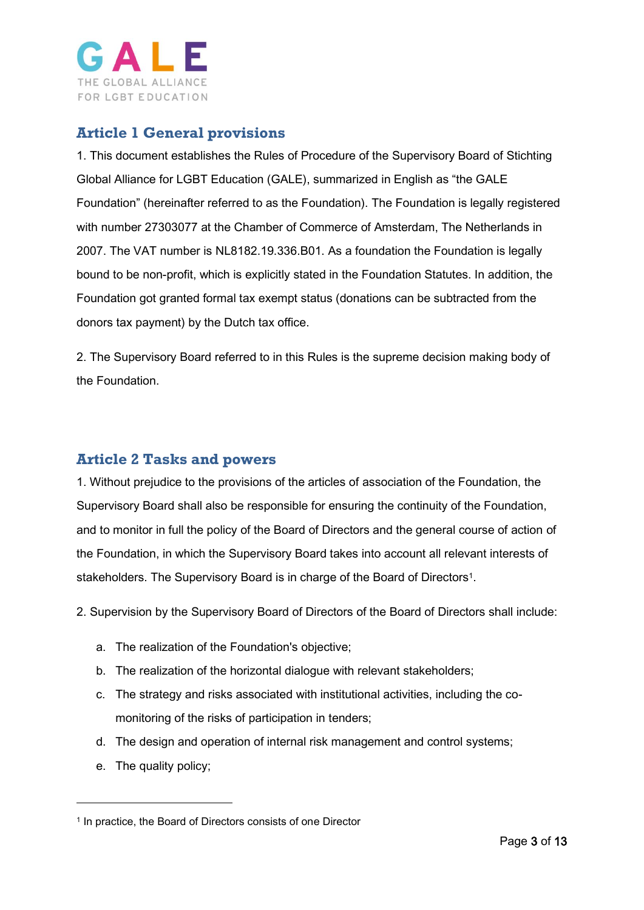GALE

THE GLOBAL ALLIANCE FOR LGBT EDUCATION

## Article 1 General provisions

1. This document establishes the Rules of Procedure of the Supervisory Board of Stichting Global Alliance for LGBT Education (GALE), summarized in English as "the GALE Foundation" (hereinafter referred to as the Foundation). The Foundation is legally registered with number 27303077 at the Chamber of Commerce of Amsterdam, The Netherlands in 2007. The VAT number is NL8182.19.336.B01. As a foundation the Foundation is legally bound to be non-profit, which is explicitly stated in the Foundation Statutes. In addition, the Foundation got granted formal tax exempt status (donations can be subtracted from the donors tax payment) by the Dutch tax office.

2. The Supervisory Board referred to in this Rules is the supreme decision making body of the Foundation.

## Article 2 Tasks and powers

1. Without prejudice to the provisions of the articles of association of the Foundation, the Supervisory Board shall also be responsible for ensuring the continuity of the Foundation, and to monitor in full the policy of the Board of Directors and the general course of action of the Foundation, in which the Supervisory Board takes into account all relevant interests of stakeholders. The Supervisory Board is in charge of the Board of Directors[1].

2. Supervision by the Supervisory Board of Directors of the Board of Directors shall include:

   a. The realization of the Foundation's objective;
   b. The realization of the horizontal dialogue with relevant stakeholders;
   c. The strategy and risks associated with institutional activities, including the co-monitoring of the risks of participation in tenders;
   d. The design and operation of internal risk management and control systems;
   e. The quality policy;

[1] In practice, the Board of Directors consists of one Director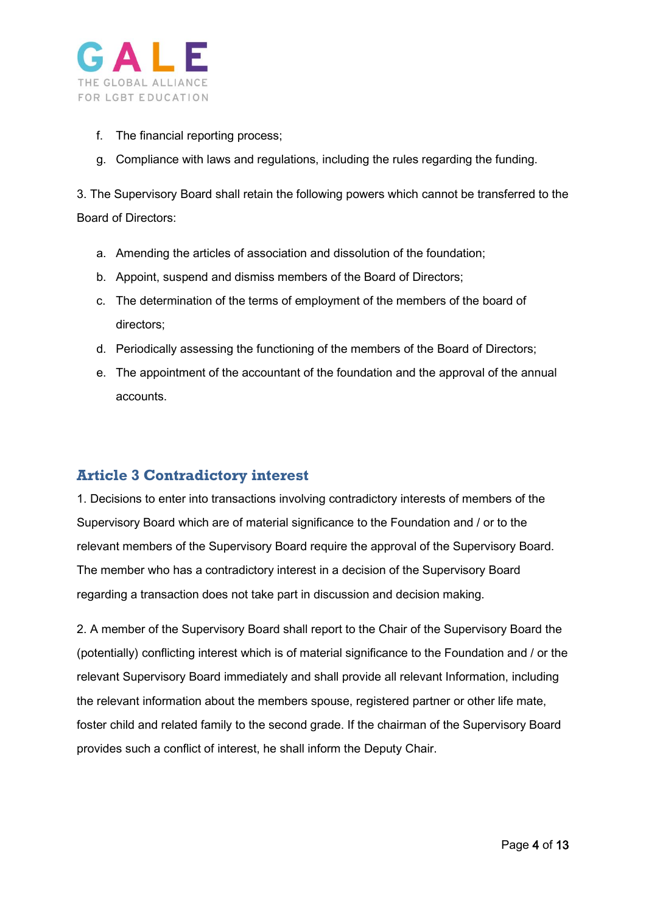f. The financial reporting process;
g. Compliance with laws and regulations, including the rules regarding the funding.

3. The Supervisory Board shall retain the following powers which cannot be transferred to the Board of Directors:

a. Amending the articles of association and dissolution of the foundation;
b. Appoint, suspend and dismiss members of the Board of Directors;
c. The determination of the terms of employment of the members of the board of directors;
d. Periodically assessing the functioning of the members of the Board of Directors;
e. The appointment of the accountant of the foundation and the approval of the annual accounts.

## Article 3 Contradictory interest

1. Decisions to enter into transactions involving contradictory interests of members of the Supervisory Board which are of material significance to the Foundation and / or to the relevant members of the Supervisory Board require the approval of the Supervisory Board. The member who has a contradictory interest in a decision of the Supervisory Board regarding a transaction does not take part in discussion and decision making.

2. A member of the Supervisory Board shall report to the Chair of the Supervisory Board the (potentially) conflicting interest which is of material significance to the Foundation and / or the relevant Supervisory Board immediately and shall provide all relevant Information, including the relevant information about the members spouse, registered partner or other life mate, foster child and related family to the second grade. If the chairman of the Supervisory Board provides such a conflict of interest, he shall inform the Deputy Chair.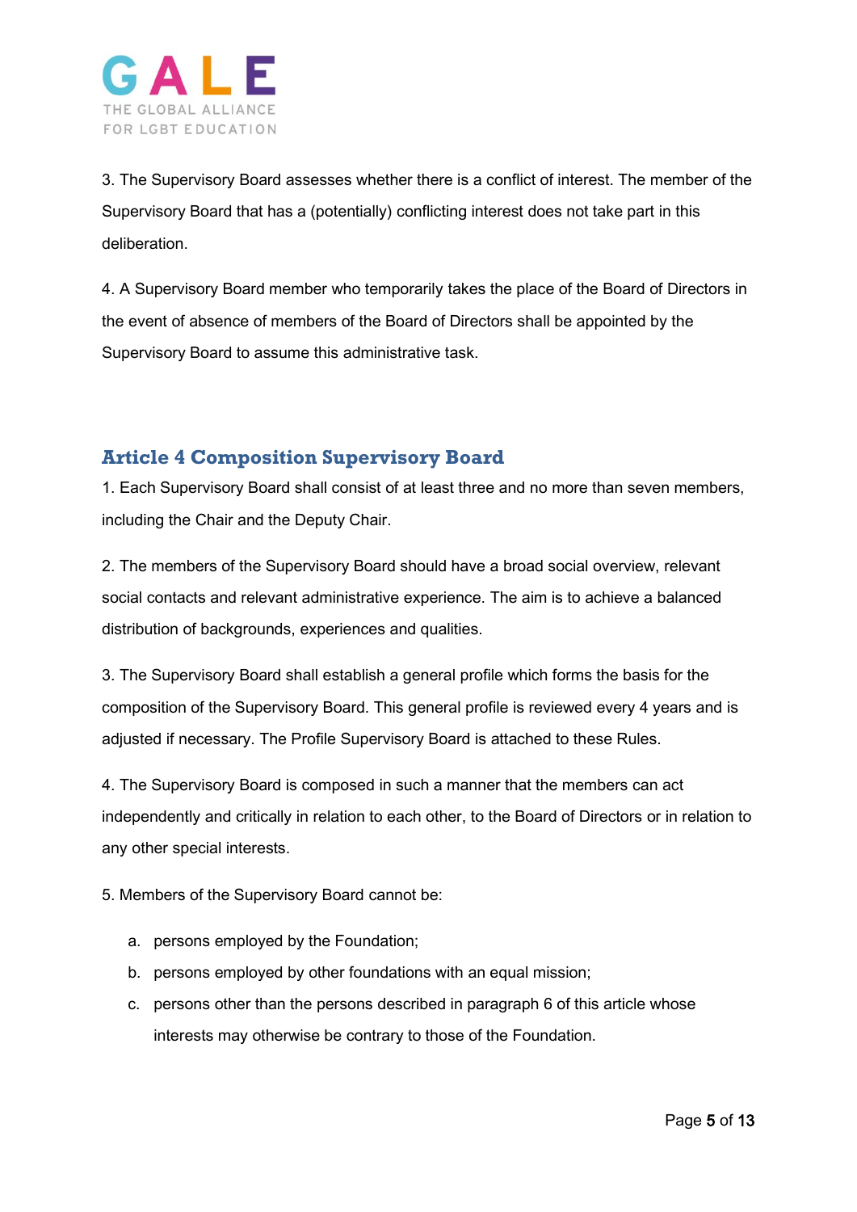3. The Supervisory Board assesses whether there is a conflict of interest. The member of the Supervisory Board that has a (potentially) conflicting interest does not take part in this deliberation.

4. A Supervisory Board member who temporarily takes the place of the Board of Directors in the event of absence of members of the Board of Directors shall be appointed by the Supervisory Board to assume this administrative task.

## Article 4 Composition Supervisory Board

1. Each Supervisory Board shall consist of at least three and no more than seven members, including the Chair and the Deputy Chair.

2. The members of the Supervisory Board should have a broad social overview, relevant social contacts and relevant administrative experience. The aim is to achieve a balanced distribution of backgrounds, experiences and qualities.

3. The Supervisory Board shall establish a general profile which forms the basis for the composition of the Supervisory Board. This general profile is reviewed every 4 years and is adjusted if necessary. The Profile Supervisory Board is attached to these Rules.

4. The Supervisory Board is composed in such a manner that the members can act independently and critically in relation to each other, to the Board of Directors or in relation to any other special interests.

5. Members of the Supervisory Board cannot be:

   a. persons employed by the Foundation;
   b. persons employed by other foundations with an equal mission;
   c. persons other than the persons described in paragraph 6 of this article whose interests may otherwise be contrary to those of the Foundation.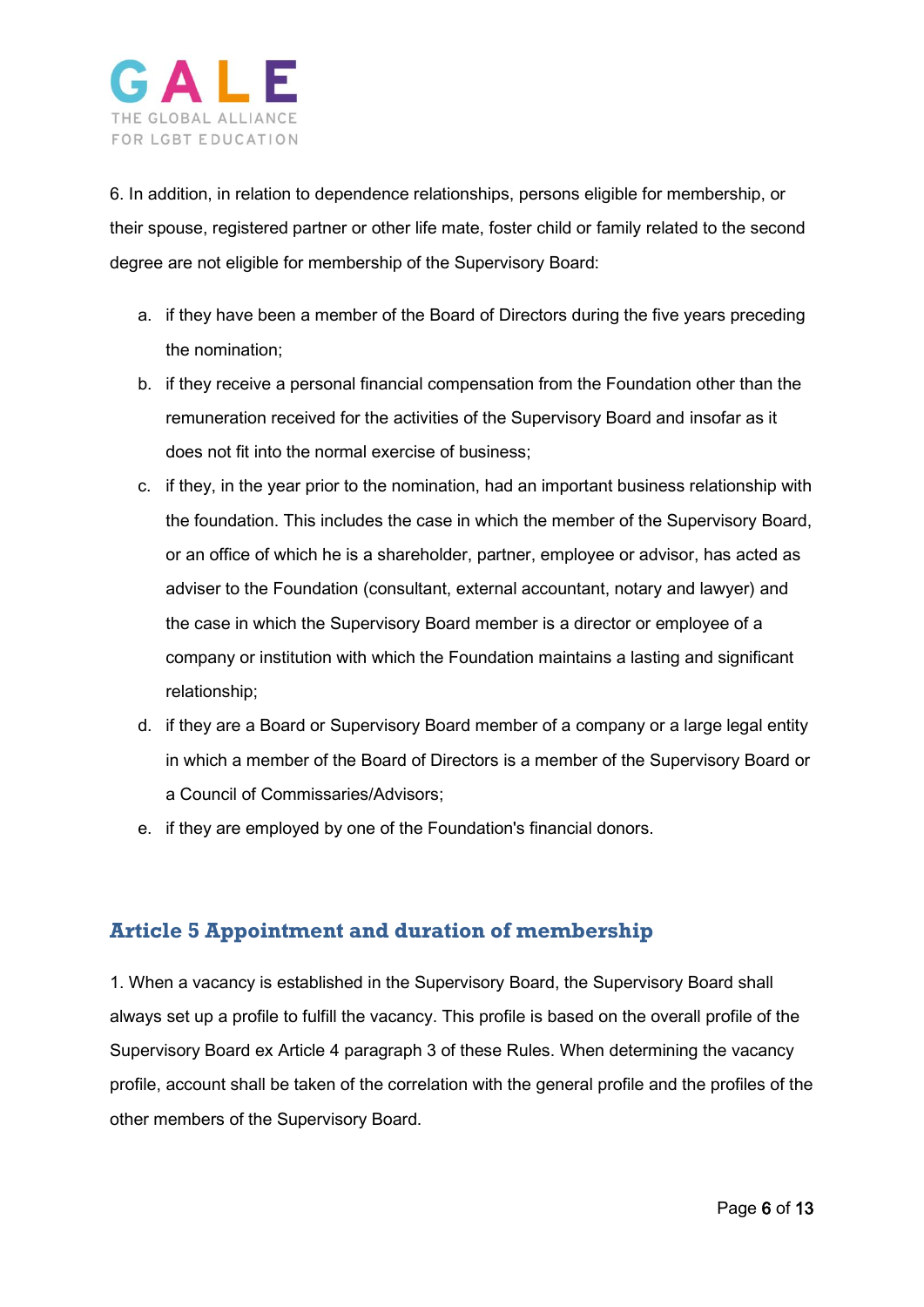6. In addition, in relation to dependence relationships, persons eligible for membership, or their spouse, registered partner or other life mate, foster child or family related to the second degree are not eligible for membership of the Supervisory Board:

a. if they have been a member of the Board of Directors during the five years preceding the nomination;
b. if they receive a personal financial compensation from the Foundation other than the remuneration received for the activities of the Supervisory Board and insofar as it does not fit into the normal exercise of business;
c. if they, in the year prior to the nomination, had an important business relationship with the foundation. This includes the case in which the member of the Supervisory Board, or an office of which he is a shareholder, partner, employee or advisor, has acted as adviser to the Foundation (consultant, external accountant, notary and lawyer) and the case in which the Supervisory Board member is a director or employee of a company or institution with which the Foundation maintains a lasting and significant relationship;
d. if they are a Board or Supervisory Board member of a company or a large legal entity in which a member of the Board of Directors is a member of the Supervisory Board or a Council of Commissaries/Advisors;
e. if they are employed by one of the Foundation's financial donors.

## Article 5 Appointment and duration of membership

1. When a vacancy is established in the Supervisory Board, the Supervisory Board shall always set up a profile to fulfill the vacancy. This profile is based on the overall profile of the Supervisory Board ex Article 4 paragraph 3 of these Rules. When determining the vacancy profile, account shall be taken of the correlation with the general profile and the profiles of the other members of the Supervisory Board.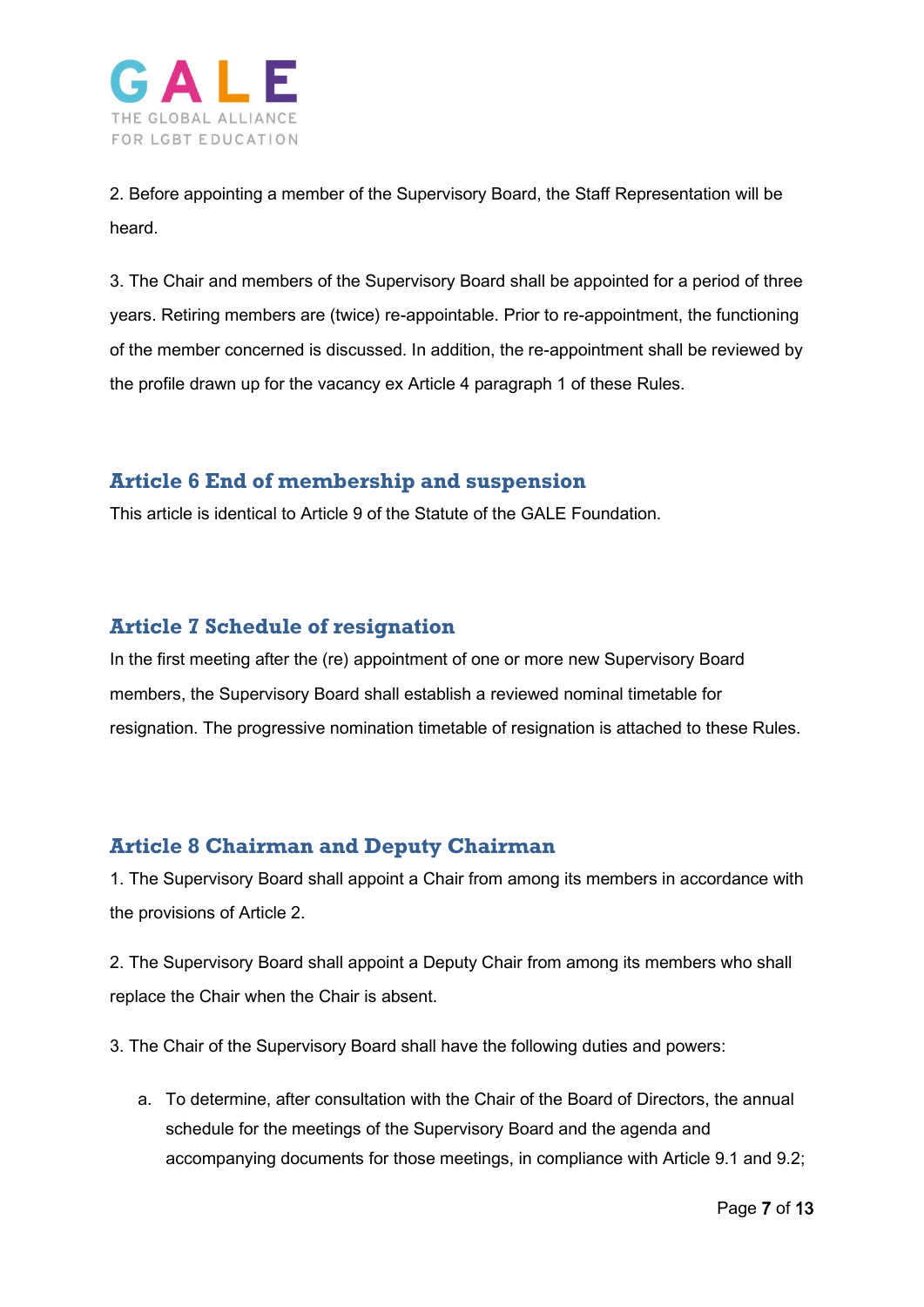2. Before appointing a member of the Supervisory Board, the Staff Representation will be heard.

3. The Chair and members of the Supervisory Board shall be appointed for a period of three years. Retiring members are (twice) re-appointable. Prior to re-appointment, the functioning of the member concerned is discussed. In addition, the re-appointment shall be reviewed by the profile drawn up for the vacancy ex Article 4 paragraph 1 of these Rules.

## Article 6 End of membership and suspension

This article is identical to Article 9 of the Statute of the GALE Foundation.

## Article 7 Schedule of resignation

In the first meeting after the (re) appointment of one or more new Supervisory Board members, the Supervisory Board shall establish a reviewed nominal timetable for resignation. The progressive nomination timetable of resignation is attached to these Rules.

## Article 8 Chairman and Deputy Chairman

1. The Supervisory Board shall appoint a Chair from among its members in accordance with the provisions of Article 2.

2. The Supervisory Board shall appoint a Deputy Chair from among its members who shall replace the Chair when the Chair is absent.

3. The Chair of the Supervisory Board shall have the following duties and powers:

   a. To determine, after consultation with the Chair of the Board of Directors, the annual schedule for the meetings of the Supervisory Board and the agenda and accompanying documents for those meetings, in compliance with Article 9.1 and 9.2;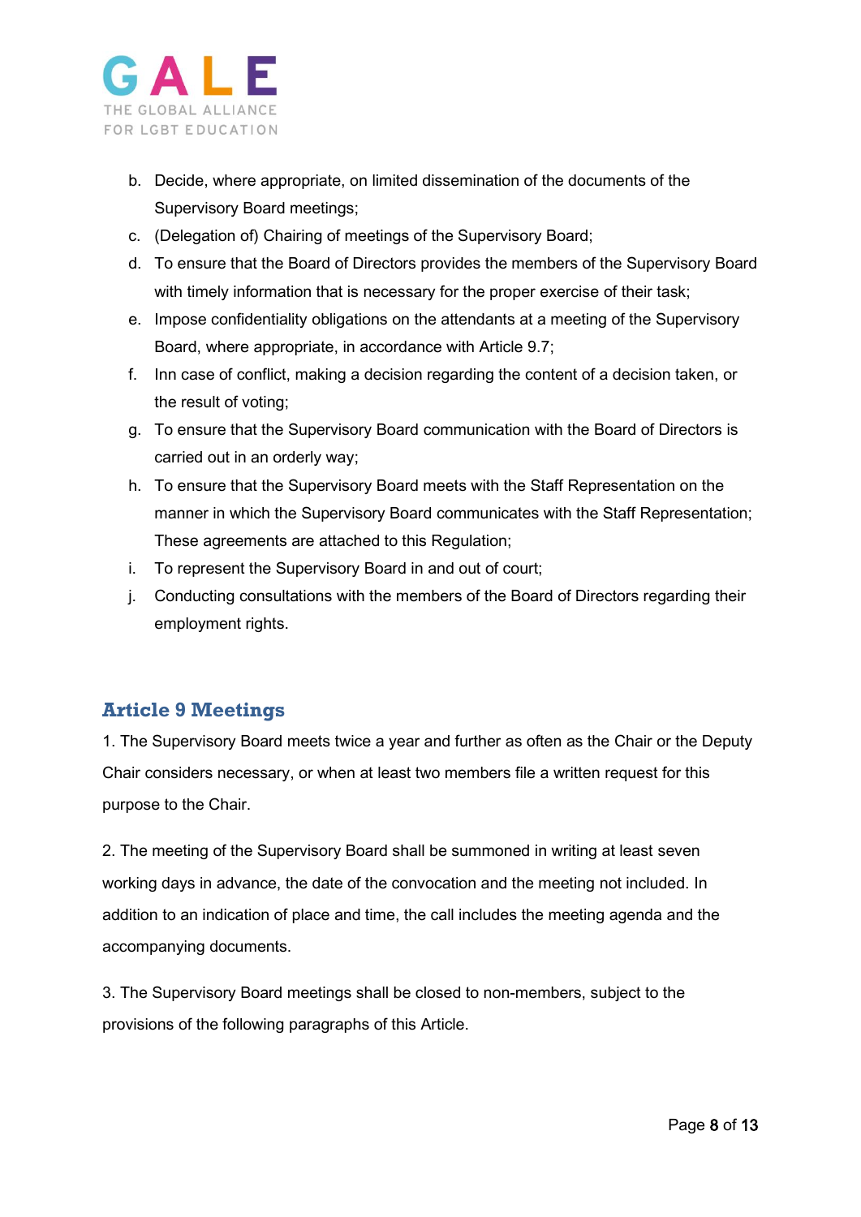b. Decide, where appropriate, on limited dissemination of the documents of the Supervisory Board meetings;
c. (Delegation of) Chairing of meetings of the Supervisory Board;
d. To ensure that the Board of Directors provides the members of the Supervisory Board with timely information that is necessary for the proper exercise of their task;
e. Impose confidentiality obligations on the attendants at a meeting of the Supervisory Board, where appropriate, in accordance with Article 9.7;
f. Inn case of conflict, making a decision regarding the content of a decision taken, or the result of voting;
g. To ensure that the Supervisory Board communication with the Board of Directors is carried out in an orderly way;
h. To ensure that the Supervisory Board meets with the Staff Representation on the manner in which the Supervisory Board communicates with the Staff Representation; These agreements are attached to this Regulation;
i. To represent the Supervisory Board in and out of court;
j. Conducting consultations with the members of the Board of Directors regarding their employment rights.

## Article 9 Meetings

1. The Supervisory Board meets twice a year and further as often as the Chair or the Deputy Chair considers necessary, or when at least two members file a written request for this purpose to the Chair.

2. The meeting of the Supervisory Board shall be summoned in writing at least seven working days in advance, the date of the convocation and the meeting not included. In addition to an indication of place and time, the call includes the meeting agenda and the accompanying documents.

3. The Supervisory Board meetings shall be closed to non-members, subject to the provisions of the following paragraphs of this Article.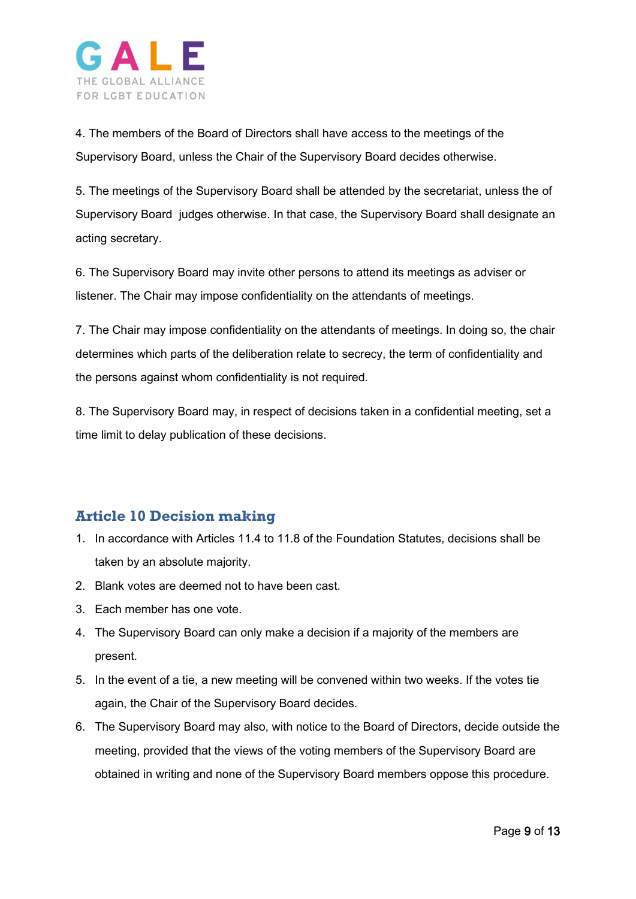4. The members of the Board of Directors shall have access to the meetings of the Supervisory Board, unless the Chair of the Supervisory Board decides otherwise.

5. The meetings of the Supervisory Board shall be attended by the secretariat, unless the of Supervisory Board judges otherwise. In that case, the Supervisory Board shall designate an acting secretary.

6. The Supervisory Board may invite other persons to attend its meetings as adviser or listener. The Chair may impose confidentiality on the attendants of meetings.

7. The Chair may impose confidentiality on the attendants of meetings. In doing so, the chair determines which parts of the deliberation relate to secrecy, the term of confidentiality and the persons against whom confidentiality is not required.

8. The Supervisory Board may, in respect of decisions taken in a confidential meeting, set a time limit to delay publication of these decisions.

## Article 10 Decision making

1. In accordance with Articles 11.4 to 11.8 of the Foundation Statutes, decisions shall be taken by an absolute majority.
2. Blank votes are deemed not to have been cast.
3. Each member has one vote.
4. The Supervisory Board can only make a decision if a majority of the members are present.
5. In the event of a tie, a new meeting will be convened within two weeks. If the votes tie again, the Chair of the Supervisory Board decides.
6. The Supervisory Board may also, with notice to the Board of Directors, decide outside the meeting, provided that the views of the voting members of the Supervisory Board are obtained in writing and none of the Supervisory Board members oppose this procedure.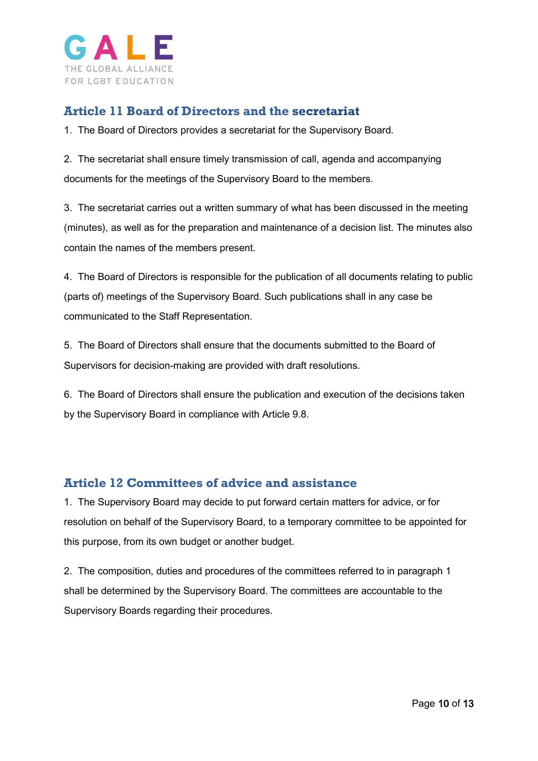## Article 11 Board of Directors and the secretariat

1. The Board of Directors provides a secretariat for the Supervisory Board.

2. The secretariat shall ensure timely transmission of call, agenda and accompanying documents for the meetings of the Supervisory Board to the members.

3. The secretariat carries out a written summary of what has been discussed in the meeting (minutes), as well as for the preparation and maintenance of a decision list. The minutes also contain the names of the members present.

4. The Board of Directors is responsible for the publication of all documents relating to public (parts of) meetings of the Supervisory Board. Such publications shall in any case be communicated to the Staff Representation.

5. The Board of Directors shall ensure that the documents submitted to the Board of Supervisors for decision-making are provided with draft resolutions.

6. The Board of Directors shall ensure the publication and execution of the decisions taken by the Supervisory Board in compliance with Article 9.8.

## Article 12 Committees of advice and assistance

1. The Supervisory Board may decide to put forward certain matters for advice, or for resolution on behalf of the Supervisory Board, to a temporary committee to be appointed for this purpose, from its own budget or another budget.

2. The composition, duties and procedures of the committees referred to in paragraph 1 shall be determined by the Supervisory Board. The committees are accountable to the Supervisory Boards regarding their procedures.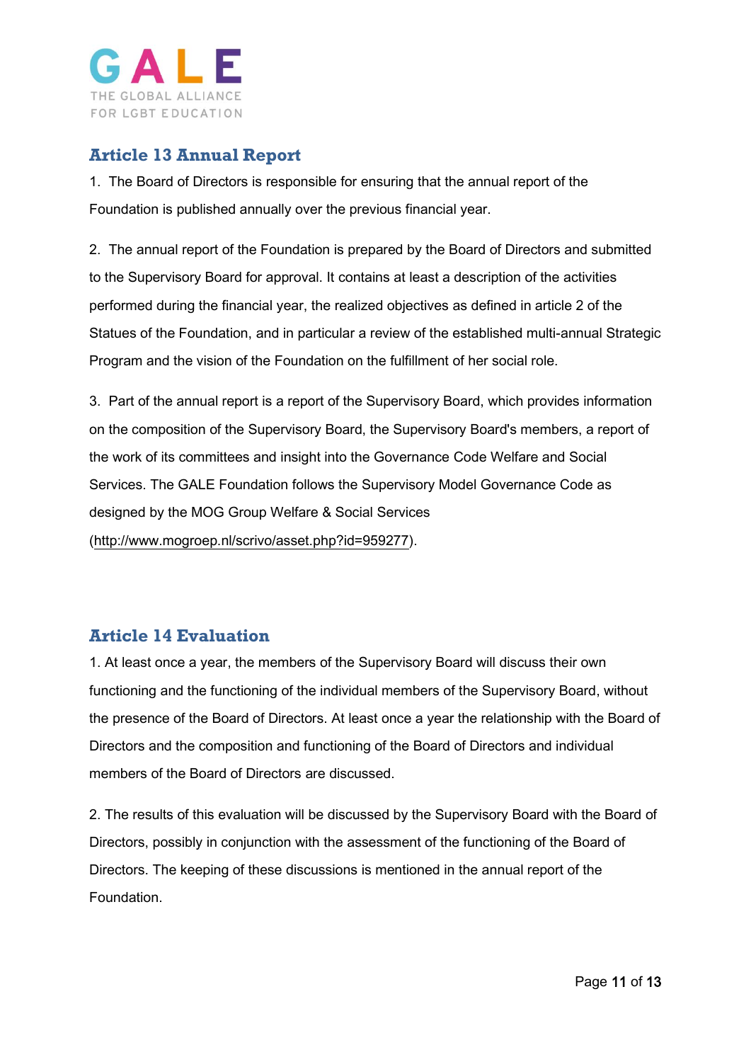## Article 13 Annual Report

1. The Board of Directors is responsible for ensuring that the annual report of the Foundation is published annually over the previous financial year.

2. The annual report of the Foundation is prepared by the Board of Directors and submitted to the Supervisory Board for approval. It contains at least a description of the activities performed during the financial year, the realized objectives as defined in article 2 of the Statues of the Foundation, and in particular a review of the established multi-annual Strategic Program and the vision of the Foundation on the fulfillment of her social role.

3. Part of the annual report is a report of the Supervisory Board, which provides information on the composition of the Supervisory Board, the Supervisory Board's members, a report of the work of its committees and insight into the Governance Code Welfare and Social Services. The GALE Foundation follows the Supervisory Model Governance Code as designed by the MOG Group Welfare & Social Services (http://www.mogroep.nl/scrivo/asset.php?id=959277).

## Article 14 Evaluation

1. At least once a year, the members of the Supervisory Board will discuss their own functioning and the functioning of the individual members of the Supervisory Board, without the presence of the Board of Directors. At least once a year the relationship with the Board of Directors and the composition and functioning of the Board of Directors and individual members of the Board of Directors are discussed.

2. The results of this evaluation will be discussed by the Supervisory Board with the Board of Directors, possibly in conjunction with the assessment of the functioning of the Board of Directors. The keeping of these discussions is mentioned in the annual report of the Foundation.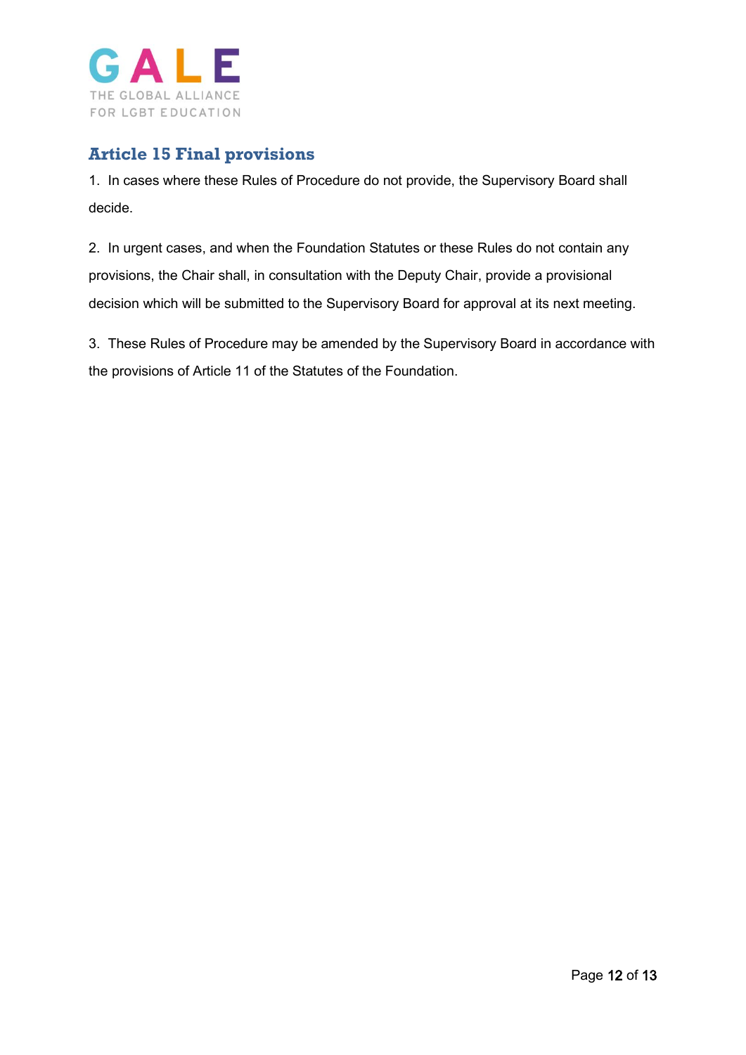## Article 15 Final provisions

1. In cases where these Rules of Procedure do not provide, the Supervisory Board shall decide.

2. In urgent cases, and when the Foundation Statutes or these Rules do not contain any provisions, the Chair shall, in consultation with the Deputy Chair, provide a provisional decision which will be submitted to the Supervisory Board for approval at its next meeting.

3. These Rules of Procedure may be amended by the Supervisory Board in accordance with the provisions of Article 11 of the Statutes of the Foundation.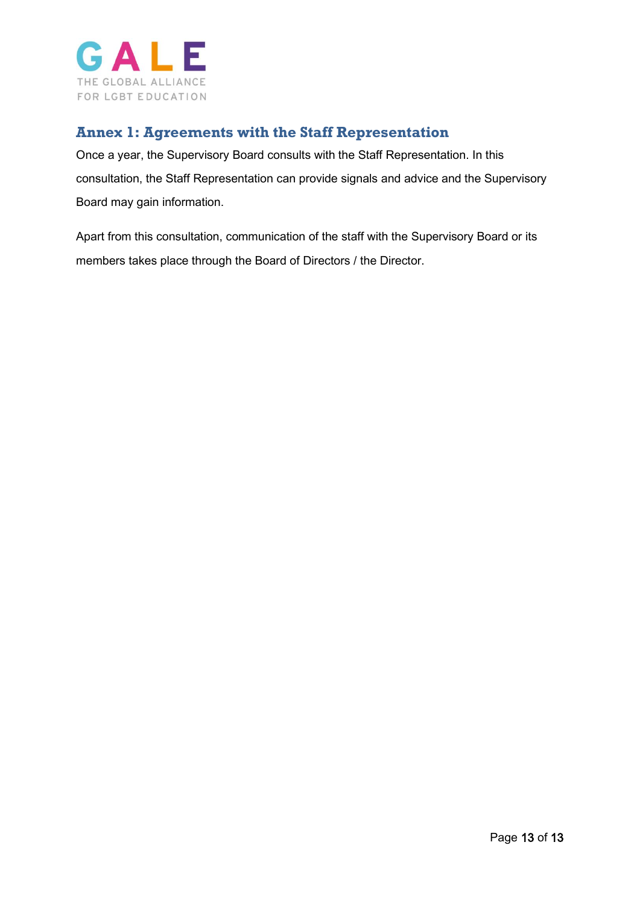## Annex 1: Agreements with the Staff Representation

Once a year, the Supervisory Board consults with the Staff Representation. In this consultation, the Staff Representation can provide signals and advice and the Supervisory Board may gain information.

Apart from this consultation, communication of the staff with the Supervisory Board or its members takes place through the Board of Directors / the Director.